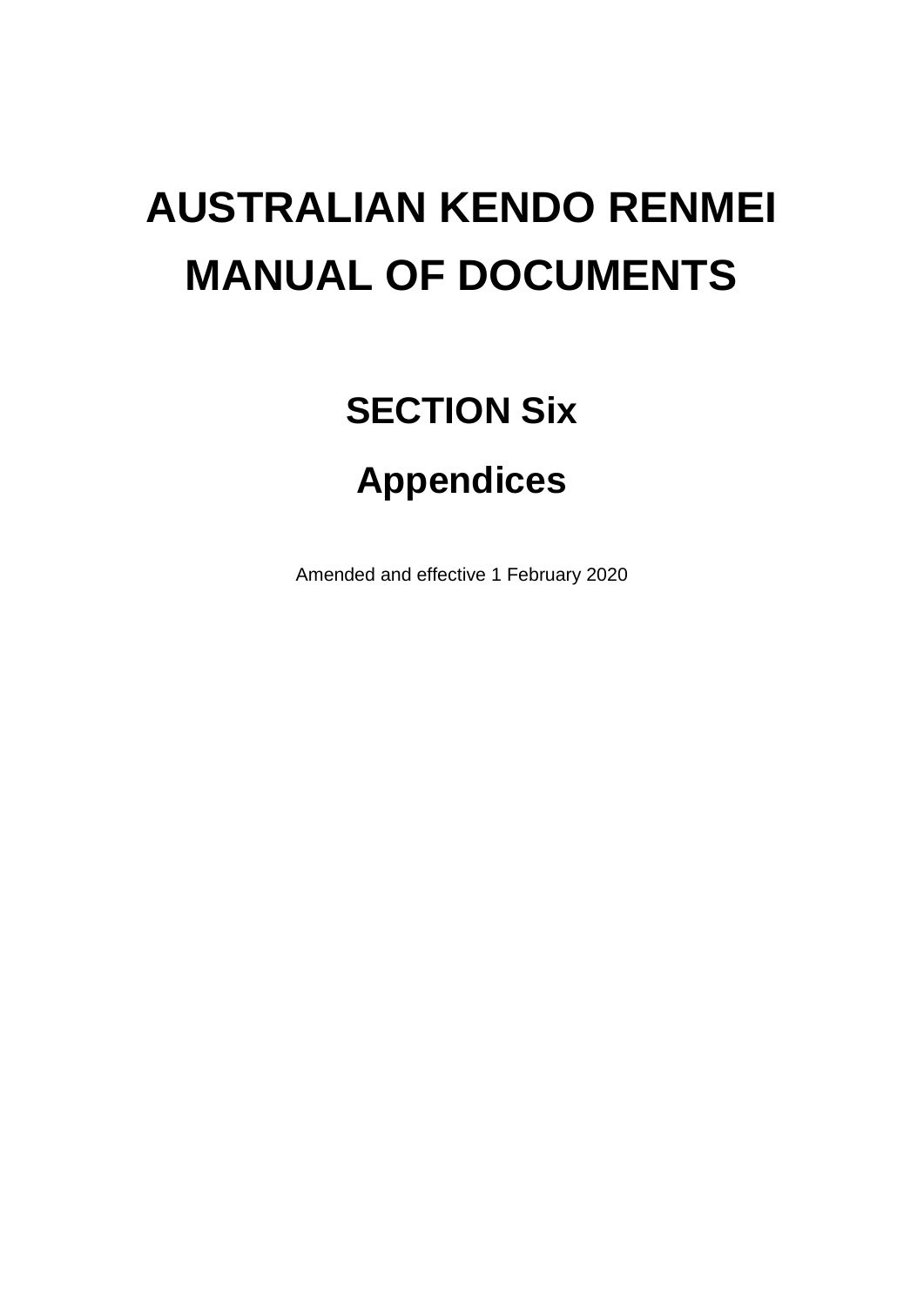# AUSTRALIAN KENDO RENMEI
# MANUAL OF DOCUMENTS

## SECTION Six

## Appendices

Amended and effective 1 February 2020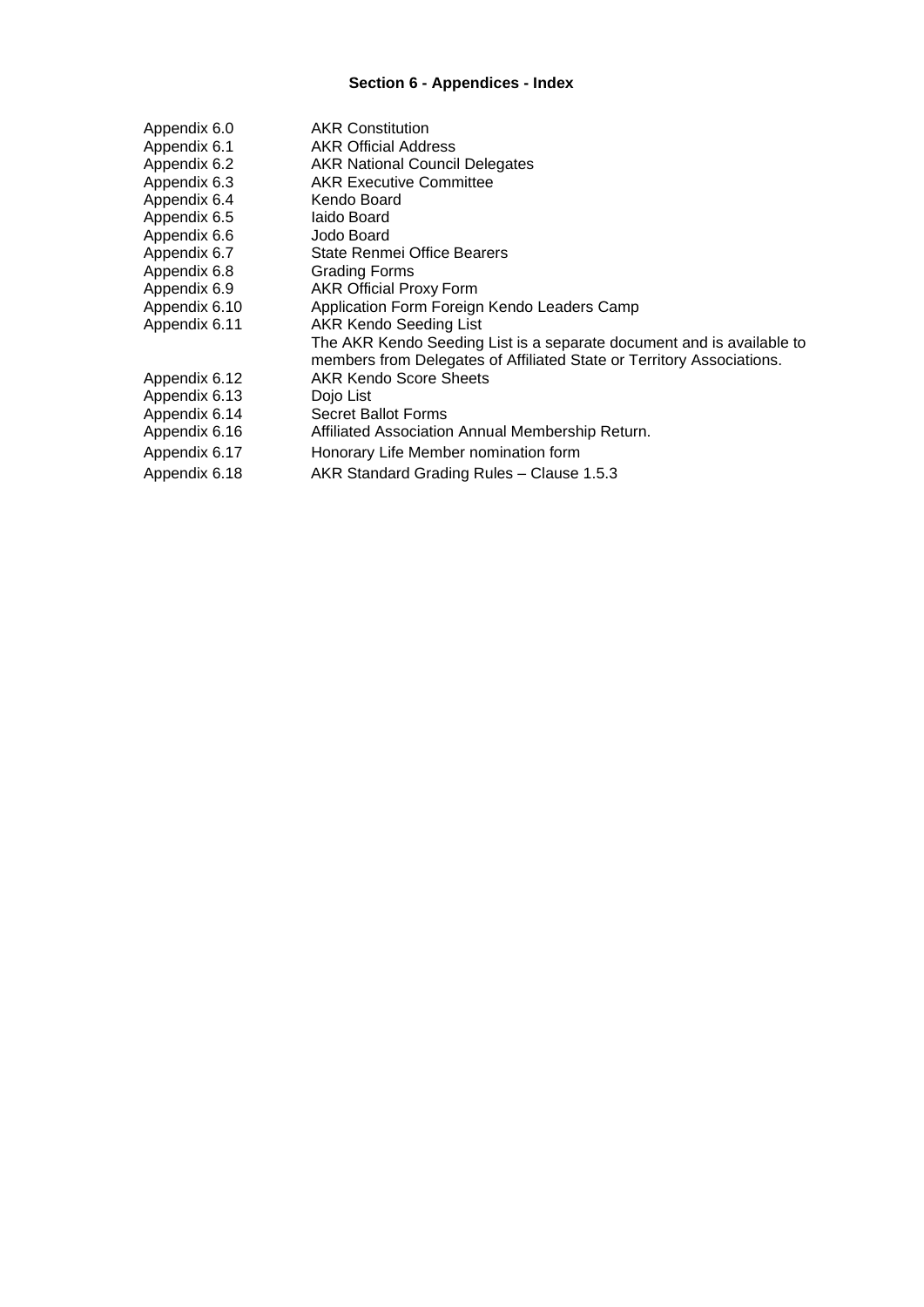**Section 6 - Appendices - Index**

| | |
|---|---|
| Appendix 6.0 | AKR Constitution |
| Appendix 6.1 | AKR Official Address |
| Appendix 6.2 | AKR National Council Delegates |
| Appendix 6.3 | AKR Executive Committee |
| Appendix 6.4 | Kendo Board |
| Appendix 6.5 | Iaido Board |
| Appendix 6.6 | Jodo Board |
| Appendix 6.7 | State Renmei Office Bearers |
| Appendix 6.8 | Grading Forms |
| Appendix 6.9 | AKR Official Proxy Form |
| Appendix 6.10 | Application Form Foreign Kendo Leaders Camp |
| Appendix 6.11 | AKR Kendo Seeding List<br>The AKR Kendo Seeding List is a separate document and is available to members from Delegates of Affiliated State or Territory Associations. |
| Appendix 6.12 | AKR Kendo Score Sheets |
| Appendix 6.13 | Dojo List |
| Appendix 6.14 | Secret Ballot Forms |
| Appendix 6.16 | Affiliated Association Annual Membership Return. |
| Appendix 6.17 | Honorary Life Member nomination form |
| Appendix 6.18 | AKR Standard Grading Rules – Clause 1.5.3 |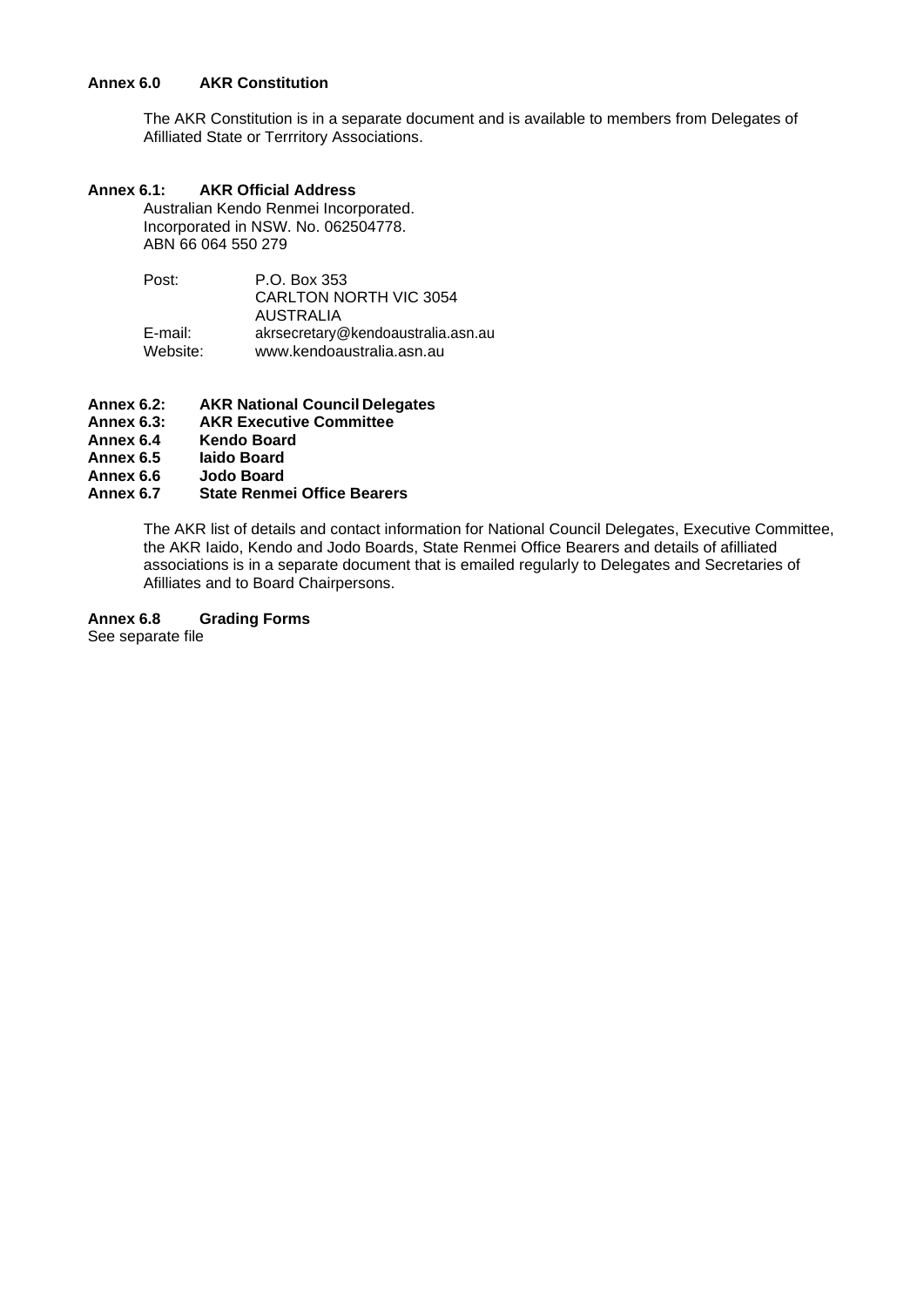**Annex 6.0 AKR Constitution**

The AKR Constitution is in a separate document and is available to members from Delegates of Afilliated State or Terrritory Associations.

**Annex 6.1: AKR Official Address**

Australian Kendo Renmei Incorporated.
Incorporated in NSW. No. 062504778.
ABN 66 064 550 279

| | |
|---|---|
| Post: | P.O. Box 353<br>CARLTON NORTH VIC 3054<br>AUSTRALIA |
| E-mail: | akrsecretary@kendoaustralia.asn.au |
| Website: | www.kendoaustralia.asn.au |

**Annex 6.2: AKR National Council Delegates**
**Annex 6.3: AKR Executive Committee**
**Annex 6.4 Kendo Board**
**Annex 6.5 Iaido Board**
**Annex 6.6 Jodo Board**
**Annex 6.7 State Renmei Office Bearers**

The AKR list of details and contact information for National Council Delegates, Executive Committee, the AKR Iaido, Kendo and Jodo Boards, State Renmei Office Bearers and details of afilliated associations is in a separate document that is emailed regularly to Delegates and Secretaries of Afilliates and to Board Chairpersons.

**Annex 6.8 Grading Forms**

See separate file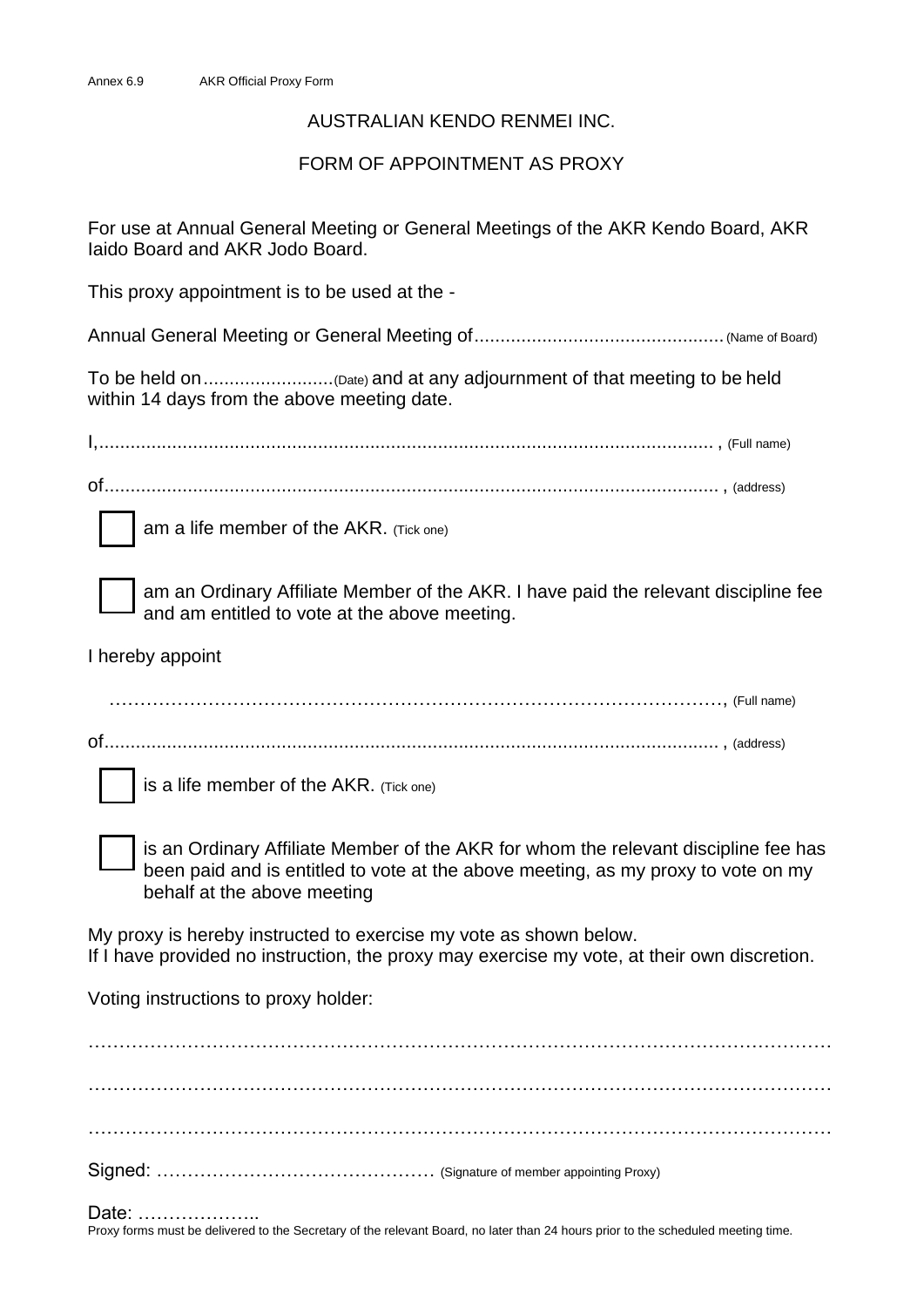Annex 6.9 AKR Official Proxy Form

AUSTRALIAN KENDO RENMEI INC.

FORM OF APPOINTMENT AS PROXY

For use at Annual General Meeting or General Meetings of the AKR Kendo Board, AKR Iaido Board and AKR Jodo Board.

This proxy appointment is to be used at the -

Annual General Meeting or General Meeting of............................................... (Name of Board)

To be held on......................... (Date) and at any adjournment of that meeting to be held within 14 days from the above meeting date.

I,........................................................................................................................ , (Full name)

of....................................................................................................................... , (address)

☐ am a life member of the AKR. (Tick one)

☐ am an Ordinary Affiliate Member of the AKR. I have paid the relevant discipline fee and am entitled to vote at the above meeting.

I hereby appoint

……………………………………………………………………………………………, (Full name)

of....................................................................................................................... , (address)

☐ is a life member of the AKR. (Tick one)

☐ is an Ordinary Affiliate Member of the AKR for whom the relevant discipline fee has been paid and is entitled to vote at the above meeting, as my proxy to vote on my behalf at the above meeting

My proxy is hereby instructed to exercise my vote as shown below.
If I have provided no instruction, the proxy may exercise my vote, at their own discretion.

Voting instructions to proxy holder:

……………………………………………………………………………………………………………

……………………………………………………………………………………………………………

……………………………………………………………………………………………………………

Signed: ……………………………………… (Signature of member appointing Proxy)

Date: ………………..

Proxy forms must be delivered to the Secretary of the relevant Board, no later than 24 hours prior to the scheduled meeting time.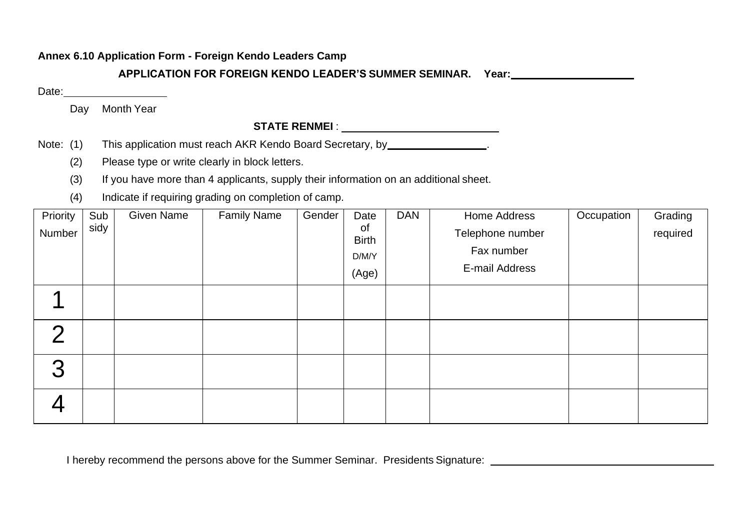**Annex 6.10 Application Form - Foreign Kendo Leaders Camp**

**APPLICATION FOR FOREIGN KENDO LEADER'S SUMMER SEMINAR. Year:**\_\_\_\_\_\_\_\_\_\_\_\_\_\_\_\_\_\_\_\_

Date:\_\_\_\_\_\_\_\_\_\_\_\_\_\_\_\_\_

Day Month Year

**STATE RENMEI** : \_\_\_\_\_\_\_\_\_\_\_\_\_\_\_\_\_\_\_\_\_\_\_\_\_\_\_

Note: (1) This application must reach AKR Kendo Board Secretary, by\_\_\_\_\_\_\_\_\_\_\_\_\_\_\_\_\_.

(2) Please type or write clearly in block letters.

(3) If you have more than 4 applicants, supply their information on an additional sheet.

(4) Indicate if requiring grading on completion of camp.

| Priority Number | Sub sidy | Given Name | Family Name | Gender | Date of Birth D/M/Y (Age) | DAN | Home Address Telephone number Fax number E-mail Address | Occupation | Grading required |
|---|---|---|---|---|---|---|---|---|---|
| 1 | | | | | | | | | |
| 2 | | | | | | | | | |
| 3 | | | | | | | | | |
| 4 | | | | | | | | | |

I hereby recommend the persons above for the Summer Seminar. Presidents Signature: \_\_\_\_\_\_\_\_\_\_\_\_\_\_\_\_\_\_\_\_\_\_\_\_\_\_\_\_\_\_\_\_\_\_\_\_\_\_\_\_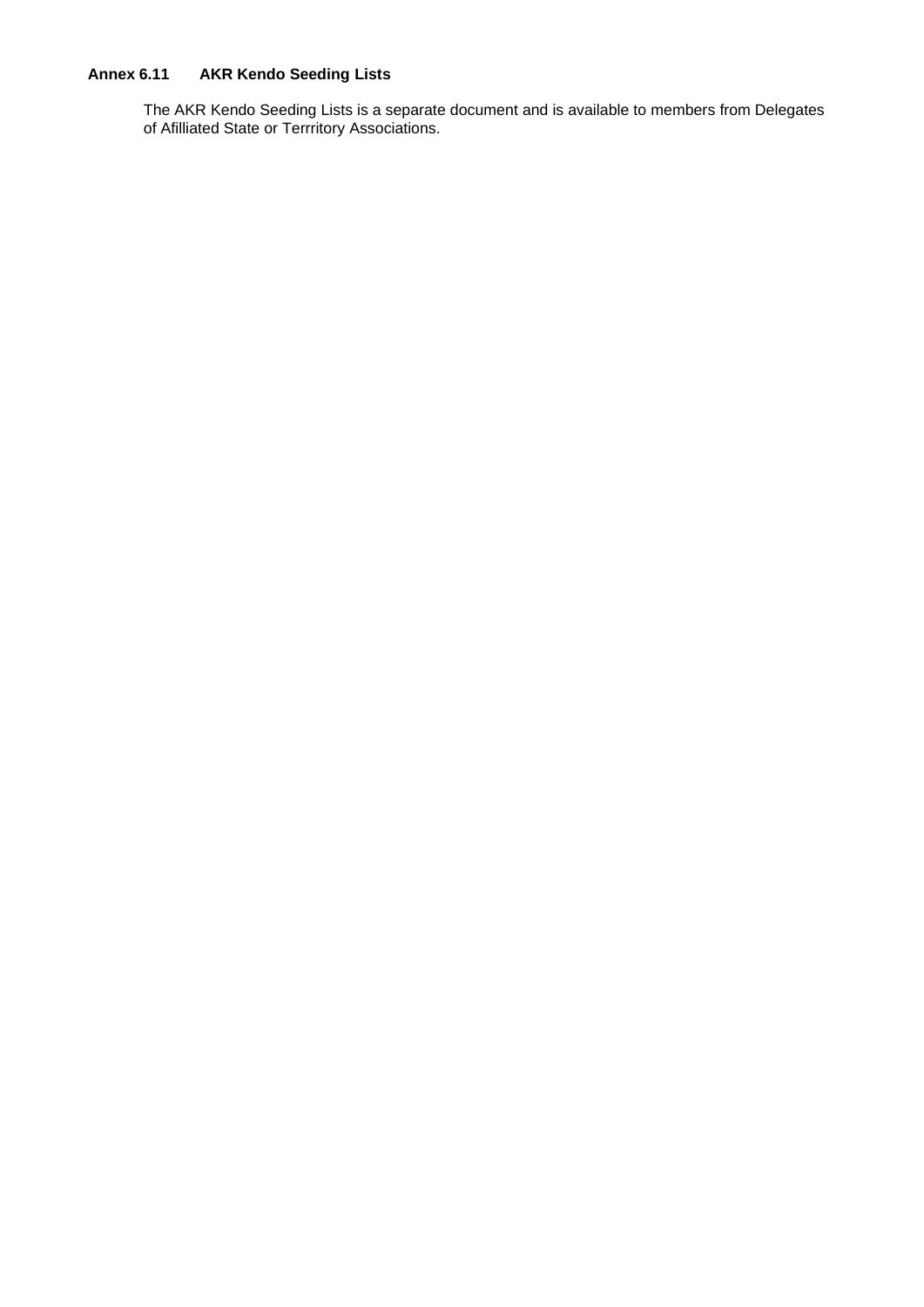## Annex 6.11 AKR Kendo Seeding Lists

The AKR Kendo Seeding Lists is a separate document and is available to members from Delegates of Afilliated State or Terrritory Associations.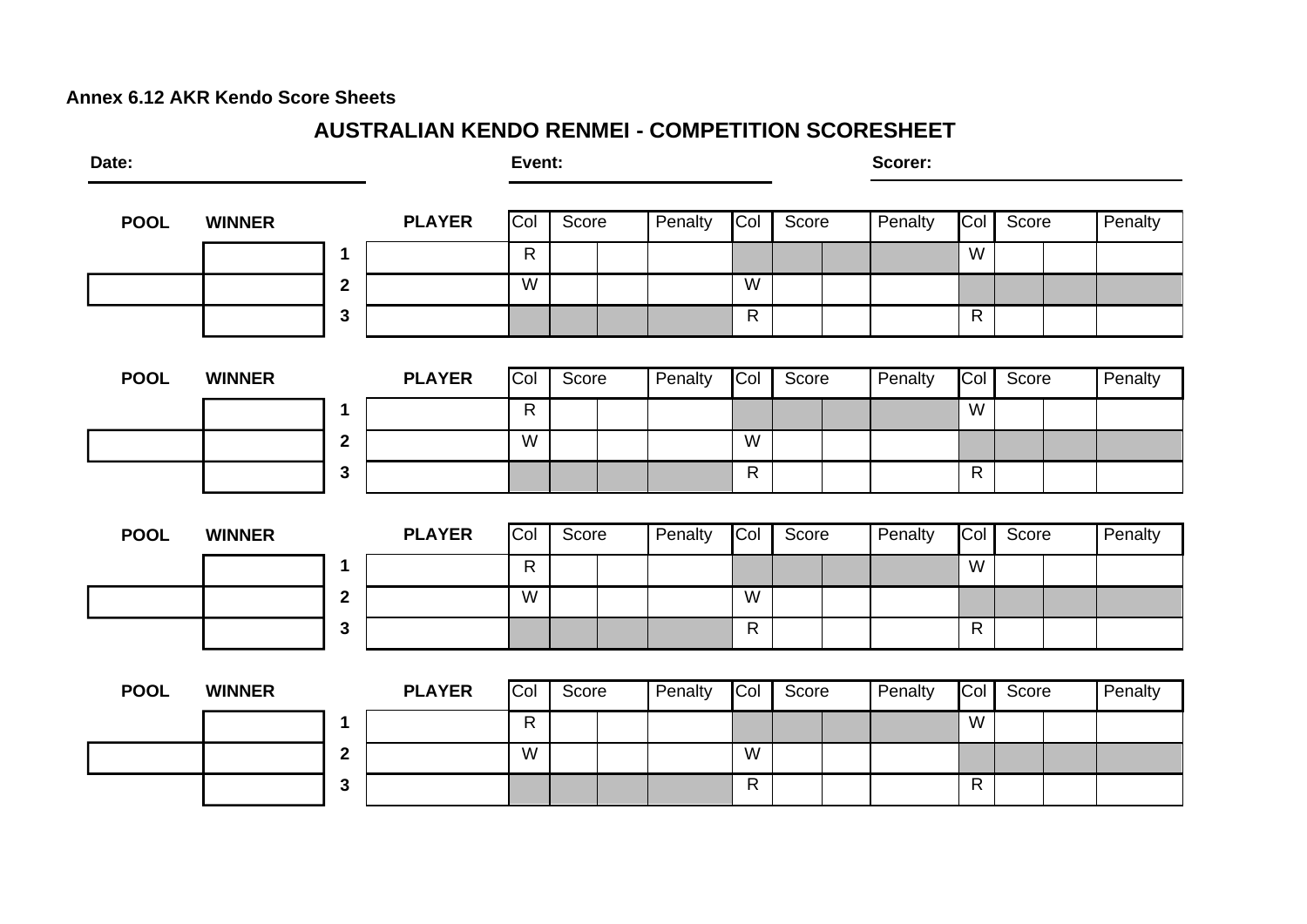**Annex 6.12 AKR Kendo Score Sheets**

## AUSTRALIAN KENDO RENMEI - COMPETITION SCORESHEET

**Date:** ____________________ **Event:** ____________________ **Scorer:** ____________________

| POOL | WINNER | | PLAYER | Col | Score | | Penalty | Col | Score | | Penalty | Col | Score | | Penalty |
|---|---|---|---|---|---|---|---|---|---|---|---|---|---|---|---|
| | | **1** | | R | | | | | | | | W | | | |
| | | **2** | | W | | | | W | | | | | | | |
| | | **3** | | | | | | R | | | | R | | | |

| POOL | WINNER | | PLAYER | Col | Score | | Penalty | Col | Score | | Penalty | Col | Score | | Penalty |
|---|---|---|---|---|---|---|---|---|---|---|---|---|---|---|---|
| | | **1** | | R | | | | | | | | W | | | |
| | | **2** | | W | | | | W | | | | | | | |
| | | **3** | | | | | | R | | | | R | | | |

| POOL | WINNER | | PLAYER | Col | Score | | Penalty | Col | Score | | Penalty | Col | Score | | Penalty |
|---|---|---|---|---|---|---|---|---|---|---|---|---|---|---|---|
| | | **1** | | R | | | | | | | | W | | | |
| | | **2** | | W | | | | W | | | | | | | |
| | | **3** | | | | | | R | | | | R | | | |

| POOL | WINNER | | PLAYER | Col | Score | | Penalty | Col | Score | | Penalty | Col | Score | | Penalty |
|---|---|---|---|---|---|---|---|---|---|---|---|---|---|---|---|
| | | **1** | | R | | | | | | | | W | | | |
| | | **2** | | W | | | | W | | | | | | | |
| | | **3** | | | | | | R | | | | R | | | |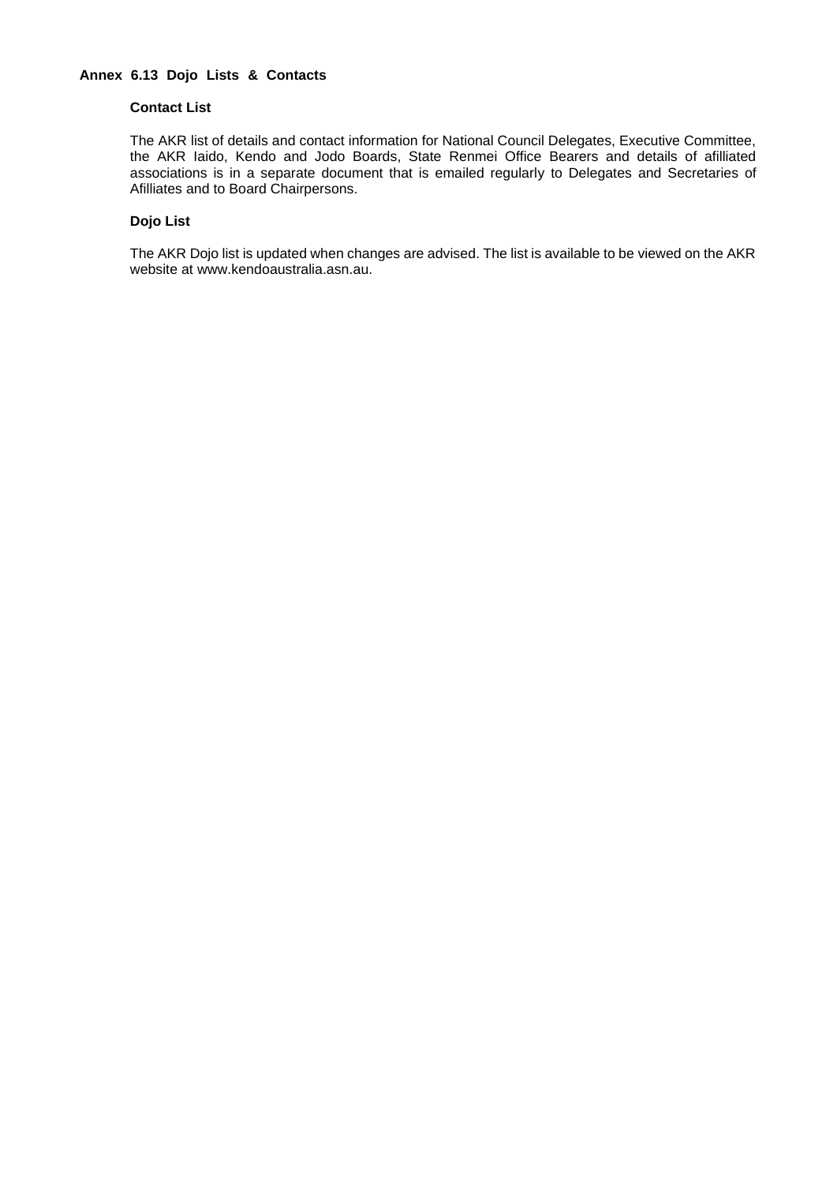## Annex 6.13 Dojo Lists & Contacts

### Contact List

The AKR list of details and contact information for National Council Delegates, Executive Committee, the AKR Iaido, Kendo and Jodo Boards, State Renmei Office Bearers and details of afilliated associations is in a separate document that is emailed regularly to Delegates and Secretaries of Afilliates and to Board Chairpersons.

### Dojo List

The AKR Dojo list is updated when changes are advised. The list is available to be viewed on the AKR website at www.kendoaustralia.asn.au.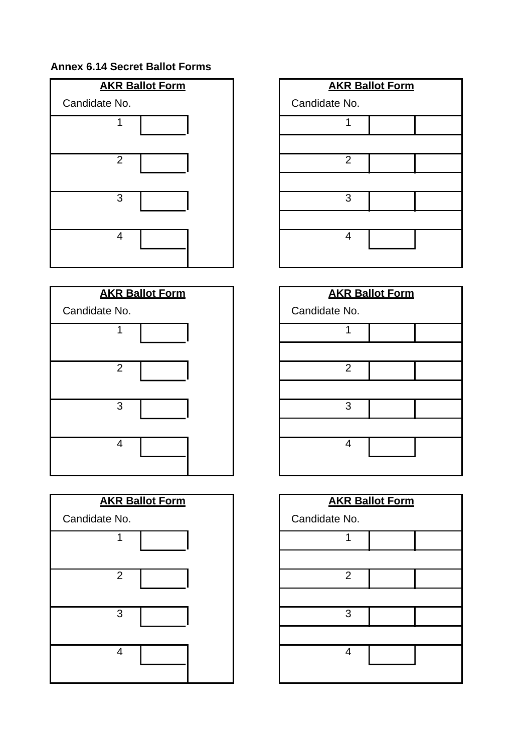**Annex 6.14 Secret Ballot Forms**

| **AKR Ballot Form** | |
|---|---|
| Candidate No. | |
| 1 | |
| 2 | |
| 3 | |
| 4 | |

| **AKR Ballot Form** | |
|---|---|
| Candidate No. | |
| 1 | |
| 2 | |
| 3 | |
| 4 | |

| **AKR Ballot Form** | |
|---|---|
| Candidate No. | |
| 1 | |
| 2 | |
| 3 | |
| 4 | |

| **AKR Ballot Form** | |
|---|---|
| Candidate No. | |
| 1 | |
| 2 | |
| 3 | |
| 4 | |

| **AKR Ballot Form** | |
|---|---|
| Candidate No. | |
| 1 | |
| 2 | |
| 3 | |
| 4 | |

| **AKR Ballot Form** | |
|---|---|
| Candidate No. | |
| 1 | |
| 2 | |
| 3 | |
| 4 | |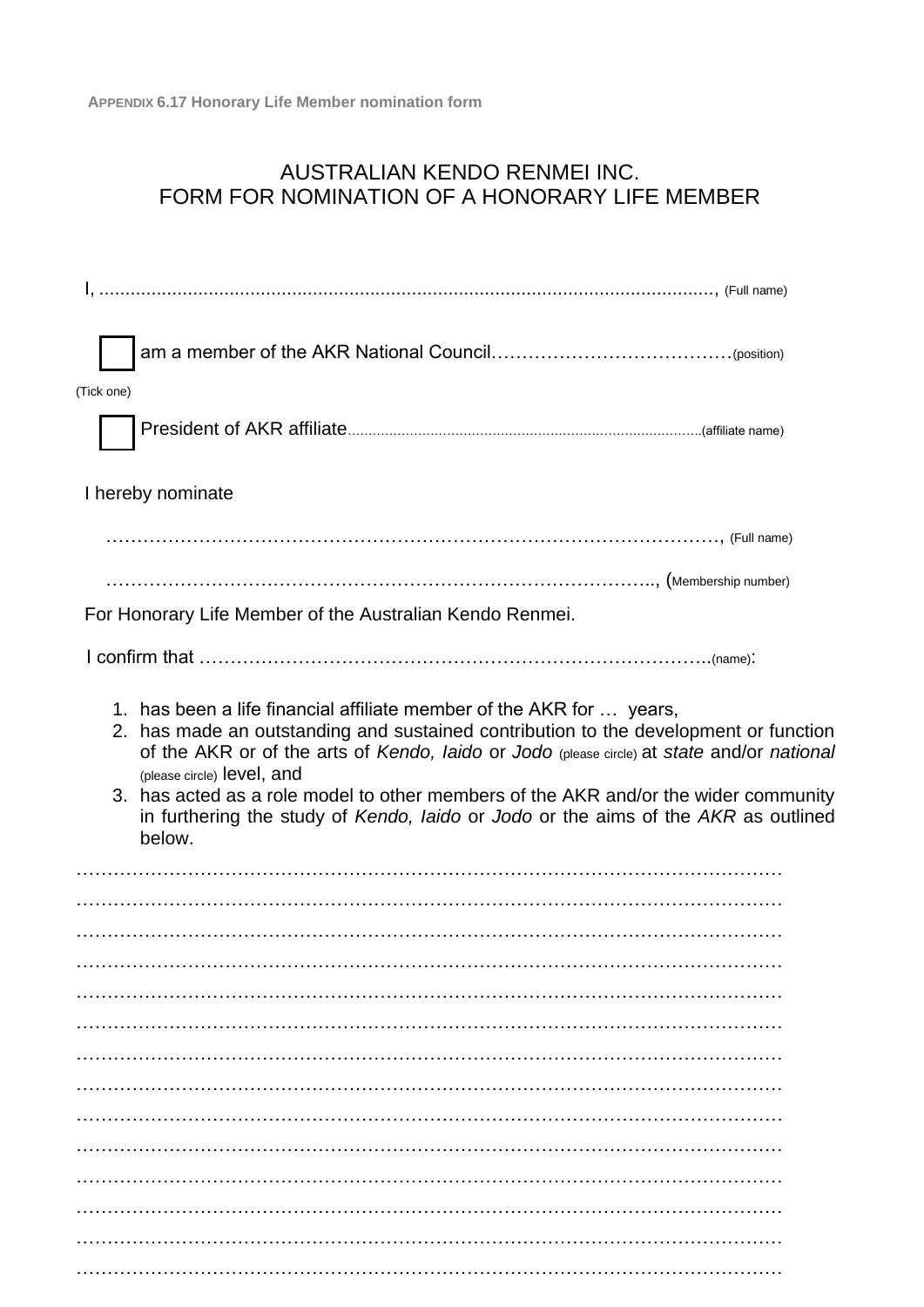**APPENDIX 6.17 Honorary Life Member nomination form**

# AUSTRALIAN KENDO RENMEI INC.
# FORM FOR NOMINATION OF A HONORARY LIFE MEMBER

I, ......................................................................................................................., (Full name)

☐ am a member of the AKR National Council……………………………………(position)

(Tick one)

☐ President of AKR affiliate......................................................................................(affiliate name)

I hereby nominate

……………………………………………………………………………………………, (Full name)

………………………………………………………………………………….., (Membership number)

For Honorary Life Member of the Australian Kendo Renmei.

I confirm that ………………………………………………………………………….(name):

1. has been a life financial affiliate member of the AKR for … years,
2. has made an outstanding and sustained contribution to the development or function of the AKR or of the arts of *Kendo, Iaido* or *Jodo* (please circle) at *state* and/or *national* (please circle) level, and
3. has acted as a role model to other members of the AKR and/or the wider community in furthering the study of *Kendo, Iaido* or *Jodo* or the aims of the *AKR* as outlined below.

……………………………………………………………………………………………………

……………………………………………………………………………………………………

……………………………………………………………………………………………………

……………………………………………………………………………………………………

……………………………………………………………………………………………………

……………………………………………………………………………………………………

……………………………………………………………………………………………………

……………………………………………………………………………………………………

……………………………………………………………………………………………………

……………………………………………………………………………………………………

……………………………………………………………………………………………………

……………………………………………………………………………………………………

……………………………………………………………………………………………………

……………………………………………………………………………………………………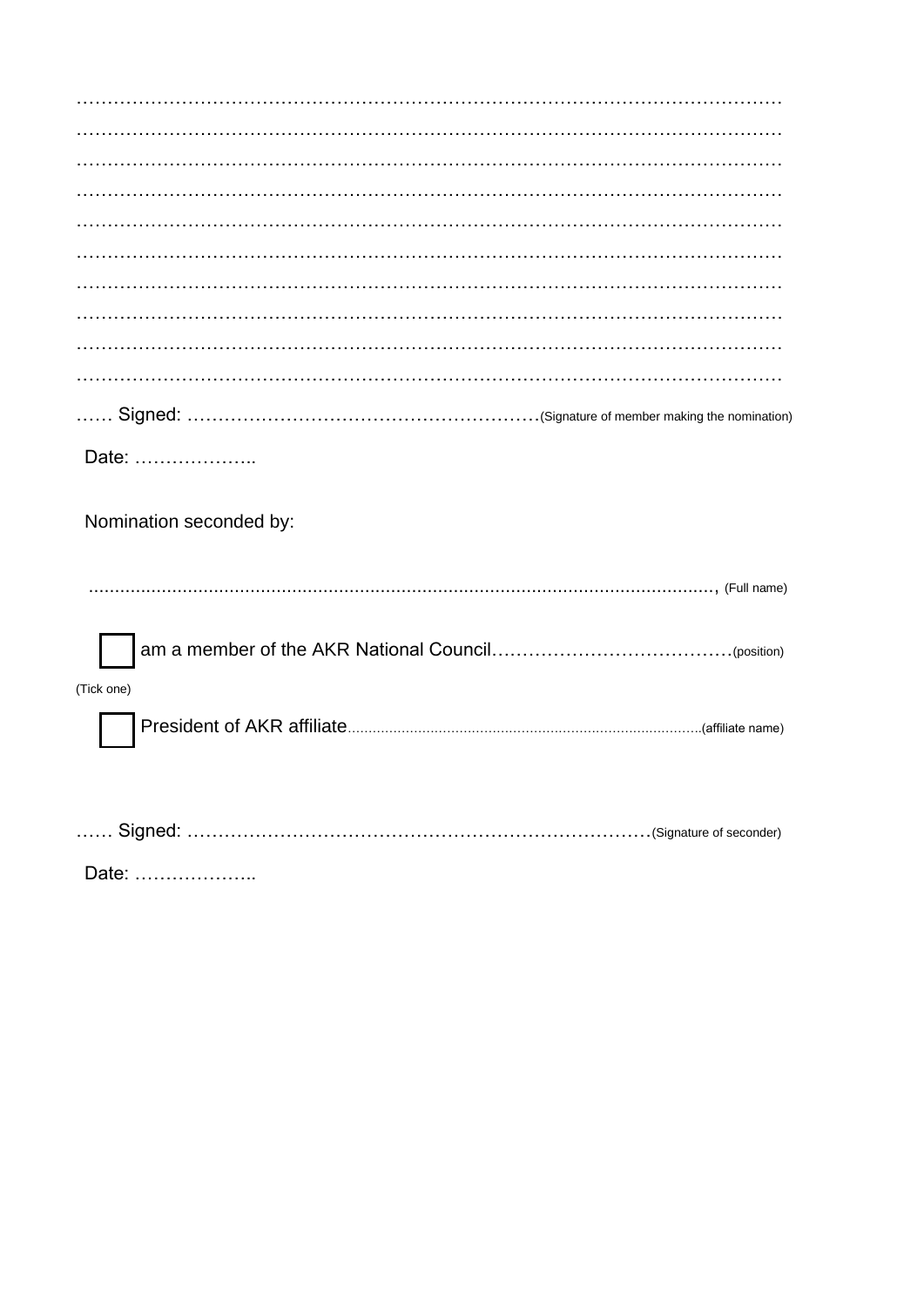…………………………………………………………………………………………………………

…………………………………………………………………………………………………………

…………………………………………………………………………………………………………

…………………………………………………………………………………………………………

…………………………………………………………………………………………………………

…………………………………………………………………………………………………………

…………………………………………………………………………………………………………

…………………………………………………………………………………………………………

…………………………………………………………………………………………………………

…………………………………………………………………………………………………………

…… Signed: …………………………………………………(Signature of member making the nomination)

Date: ………………..

Nomination seconded by:

………………………………………………………………………………………………………, (Full name)

☐ am a member of the AKR National Council…………………………………(position)

(Tick one)

☐ President of AKR affiliate…………………………………………………………………………(affiliate name)

…… Signed: ……………………………………………………………………(Signature of seconder)

Date: ………………..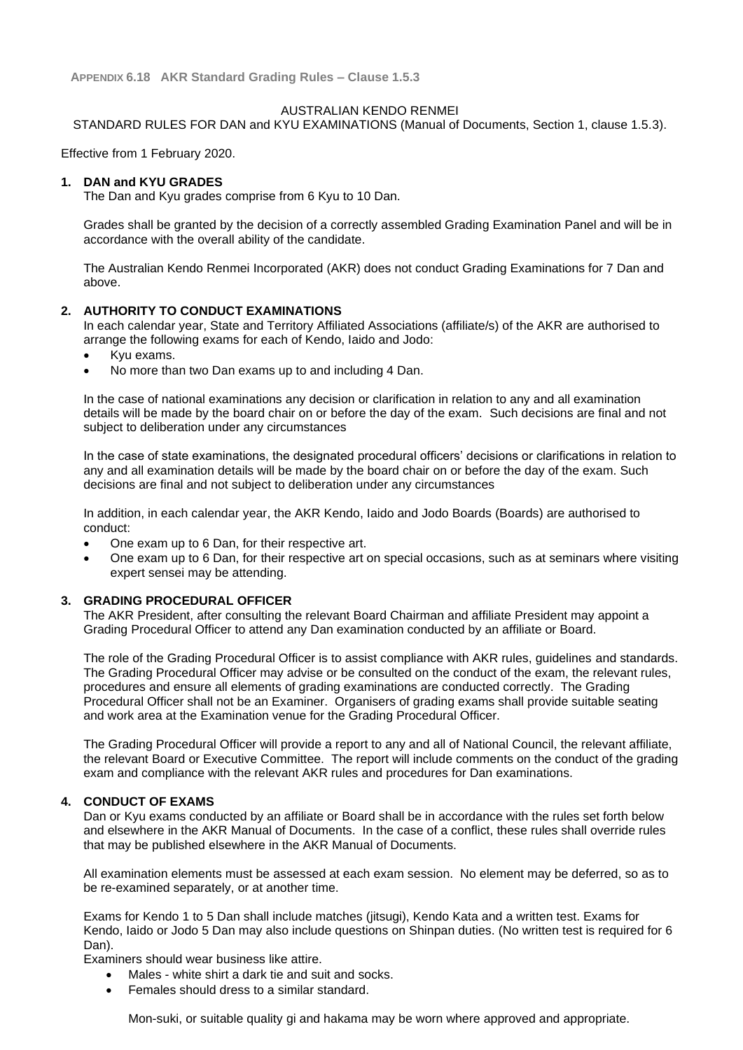**APPENDIX 6.18 AKR Standard Grading Rules – Clause 1.5.3**

AUSTRALIAN KENDO RENMEI
STANDARD RULES FOR DAN and KYU EXAMINATIONS (Manual of Documents, Section 1, clause 1.5.3).

Effective from 1 February 2020.

## 1. DAN and KYU GRADES

The Dan and Kyu grades comprise from 6 Kyu to 10 Dan.

Grades shall be granted by the decision of a correctly assembled Grading Examination Panel and will be in accordance with the overall ability of the candidate.

The Australian Kendo Renmei Incorporated (AKR) does not conduct Grading Examinations for 7 Dan and above.

## 2. AUTHORITY TO CONDUCT EXAMINATIONS

In each calendar year, State and Territory Affiliated Associations (affiliate/s) of the AKR are authorised to arrange the following exams for each of Kendo, Iaido and Jodo:

- Kyu exams.
- No more than two Dan exams up to and including 4 Dan.

In the case of national examinations any decision or clarification in relation to any and all examination details will be made by the board chair on or before the day of the exam. Such decisions are final and not subject to deliberation under any circumstances

In the case of state examinations, the designated procedural officers' decisions or clarifications in relation to any and all examination details will be made by the board chair on or before the day of the exam. Such decisions are final and not subject to deliberation under any circumstances

In addition, in each calendar year, the AKR Kendo, Iaido and Jodo Boards (Boards) are authorised to conduct:

- One exam up to 6 Dan, for their respective art.
- One exam up to 6 Dan, for their respective art on special occasions, such as at seminars where visiting expert sensei may be attending.

## 3. GRADING PROCEDURAL OFFICER

The AKR President, after consulting the relevant Board Chairman and affiliate President may appoint a Grading Procedural Officer to attend any Dan examination conducted by an affiliate or Board.

The role of the Grading Procedural Officer is to assist compliance with AKR rules, guidelines and standards. The Grading Procedural Officer may advise or be consulted on the conduct of the exam, the relevant rules, procedures and ensure all elements of grading examinations are conducted correctly. The Grading Procedural Officer shall not be an Examiner. Organisers of grading exams shall provide suitable seating and work area at the Examination venue for the Grading Procedural Officer.

The Grading Procedural Officer will provide a report to any and all of National Council, the relevant affiliate, the relevant Board or Executive Committee. The report will include comments on the conduct of the grading exam and compliance with the relevant AKR rules and procedures for Dan examinations.

## 4. CONDUCT OF EXAMS

Dan or Kyu exams conducted by an affiliate or Board shall be in accordance with the rules set forth below and elsewhere in the AKR Manual of Documents. In the case of a conflict, these rules shall override rules that may be published elsewhere in the AKR Manual of Documents.

All examination elements must be assessed at each exam session. No element may be deferred, so as to be re-examined separately, or at another time.

Exams for Kendo 1 to 5 Dan shall include matches (jitsugi), Kendo Kata and a written test. Exams for Kendo, Iaido or Jodo 5 Dan may also include questions on Shinpan duties. (No written test is required for 6 Dan).

Examiners should wear business like attire.

- Males - white shirt a dark tie and suit and socks.
- Females should dress to a similar standard.

Mon-suki, or suitable quality gi and hakama may be worn where approved and appropriate.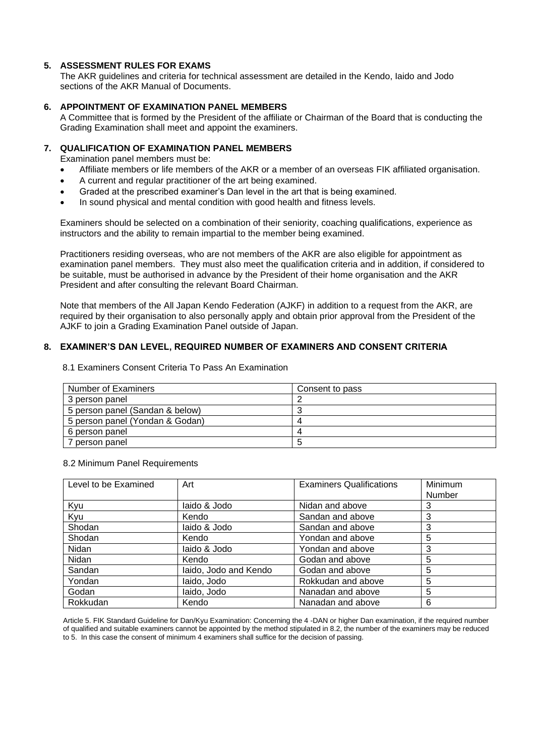## 5. ASSESSMENT RULES FOR EXAMS

The AKR guidelines and criteria for technical assessment are detailed in the Kendo, Iaido and Jodo sections of the AKR Manual of Documents.

## 6. APPOINTMENT OF EXAMINATION PANEL MEMBERS

A Committee that is formed by the President of the affiliate or Chairman of the Board that is conducting the Grading Examination shall meet and appoint the examiners.

## 7. QUALIFICATION OF EXAMINATION PANEL MEMBERS

Examination panel members must be:

- Affiliate members or life members of the AKR or a member of an overseas FIK affiliated organisation.
- A current and regular practitioner of the art being examined.
- Graded at the prescribed examiner's Dan level in the art that is being examined.
- In sound physical and mental condition with good health and fitness levels.

Examiners should be selected on a combination of their seniority, coaching qualifications, experience as instructors and the ability to remain impartial to the member being examined.

Practitioners residing overseas, who are not members of the AKR are also eligible for appointment as examination panel members. They must also meet the qualification criteria and in addition, if considered to be suitable, must be authorised in advance by the President of their home organisation and the AKR President and after consulting the relevant Board Chairman.

Note that members of the All Japan Kendo Federation (AJKF) in addition to a request from the AKR, are required by their organisation to also personally apply and obtain prior approval from the President of the AJKF to join a Grading Examination Panel outside of Japan.

## 8. EXAMINER'S DAN LEVEL, REQUIRED NUMBER OF EXAMINERS AND CONSENT CRITERIA

8.1 Examiners Consent Criteria To Pass An Examination

| Number of Examiners | Consent to pass |
|---|---|
| 3 person panel | 2 |
| 5 person panel (Sandan & below) | 3 |
| 5 person panel (Yondan & Godan) | 4 |
| 6 person panel | 4 |
| 7 person panel | 5 |

8.2 Minimum Panel Requirements

| Level to be Examined | Art | Examiners Qualifications | Minimum Number |
|---|---|---|---|
| Kyu | Iaido & Jodo | Nidan and above | 3 |
| Kyu | Kendo | Sandan and above | 3 |
| Shodan | Iaido & Jodo | Sandan and above | 3 |
| Shodan | Kendo | Yondan and above | 5 |
| Nidan | Iaido & Jodo | Yondan and above | 3 |
| Nidan | Kendo | Godan and above | 5 |
| Sandan | Iaido, Jodo and Kendo | Godan and above | 5 |
| Yondan | Iaido, Jodo | Rokkudan and above | 5 |
| Godan | Iaido, Jodo | Nanadan and above | 5 |
| Rokkudan | Kendo | Nanadan and above | 6 |

Article 5. FIK Standard Guideline for Dan/Kyu Examination: Concerning the 4 -DAN or higher Dan examination, if the required number of qualified and suitable examiners cannot be appointed by the method stipulated in 8.2, the number of the examiners may be reduced to 5. In this case the consent of minimum 4 examiners shall suffice for the decision of passing.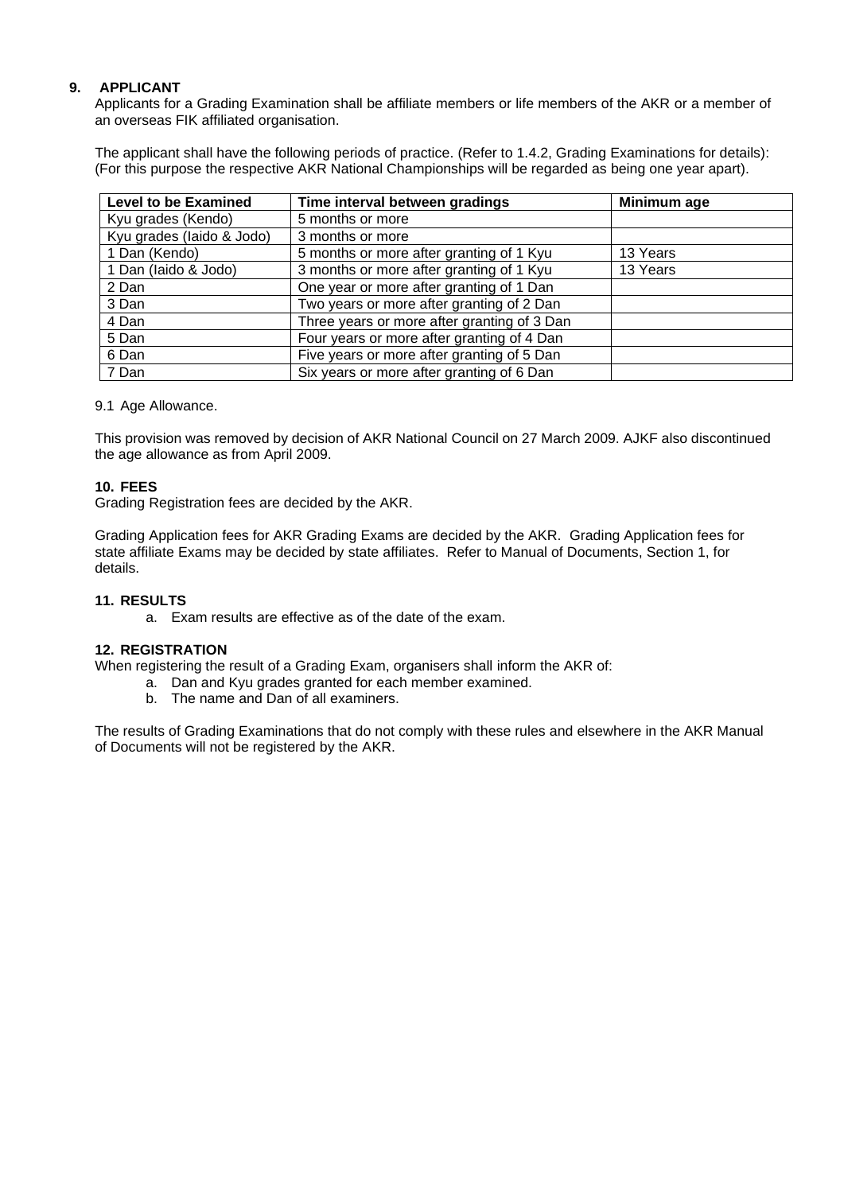## 9. APPLICANT

Applicants for a Grading Examination shall be affiliate members or life members of the AKR or a member of an overseas FIK affiliated organisation.

The applicant shall have the following periods of practice. (Refer to 1.4.2, Grading Examinations for details): (For this purpose the respective AKR National Championships will be regarded as being one year apart).

| Level to be Examined | Time interval between gradings | Minimum age |
|---|---|---|
| Kyu grades (Kendo) | 5 months or more | |
| Kyu grades (Iaido & Jodo) | 3 months or more | |
| 1 Dan (Kendo) | 5 months or more after granting of 1 Kyu | 13 Years |
| 1 Dan (Iaido & Jodo) | 3 months or more after granting of 1 Kyu | 13 Years |
| 2 Dan | One year or more after granting of 1 Dan | |
| 3 Dan | Two years or more after granting of 2 Dan | |
| 4 Dan | Three years or more after granting of 3 Dan | |
| 5 Dan | Four years or more after granting of 4 Dan | |
| 6 Dan | Five years or more after granting of 5 Dan | |
| 7 Dan | Six years or more after granting of 6 Dan | |

9.1 Age Allowance.

This provision was removed by decision of AKR National Council on 27 March 2009. AJKF also discontinued the age allowance as from April 2009.

## 10. FEES

Grading Registration fees are decided by the AKR.

Grading Application fees for AKR Grading Exams are decided by the AKR. Grading Application fees for state affiliate Exams may be decided by state affiliates. Refer to Manual of Documents, Section 1, for details.

## 11. RESULTS

a. Exam results are effective as of the date of the exam.

## 12. REGISTRATION

When registering the result of a Grading Exam, organisers shall inform the AKR of:

a. Dan and Kyu grades granted for each member examined.
b. The name and Dan of all examiners.

The results of Grading Examinations that do not comply with these rules and elsewhere in the AKR Manual of Documents will not be registered by the AKR.